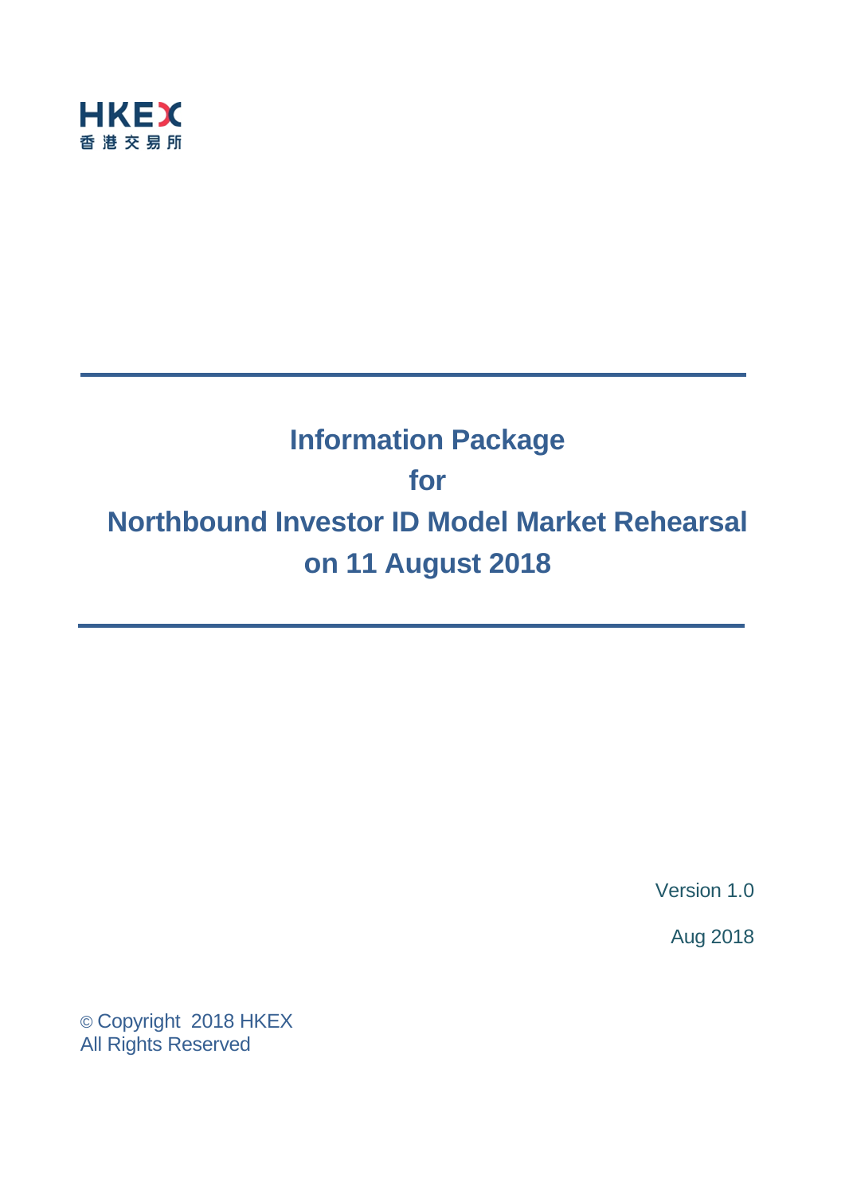HKEX
香港交易所

# Information Package for Northbound Investor ID Model Market Rehearsal on 11 August 2018

Version 1.0

Aug 2018

© Copyright 2018 HKEX
All Rights Reserved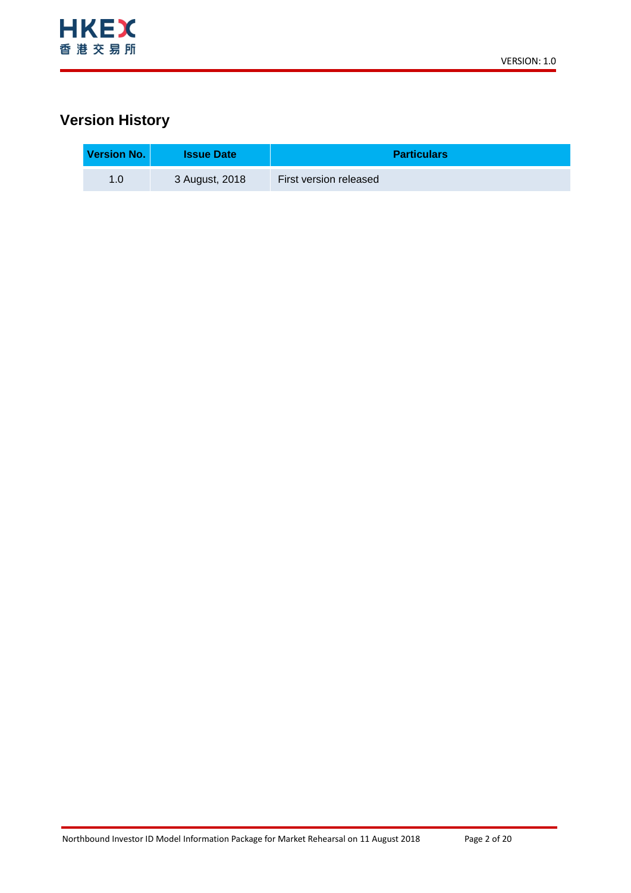# Version History

| Version No. | Issue Date | Particulars |
| --- | --- | --- |
| 1.0 | 3 August, 2018 | First version released |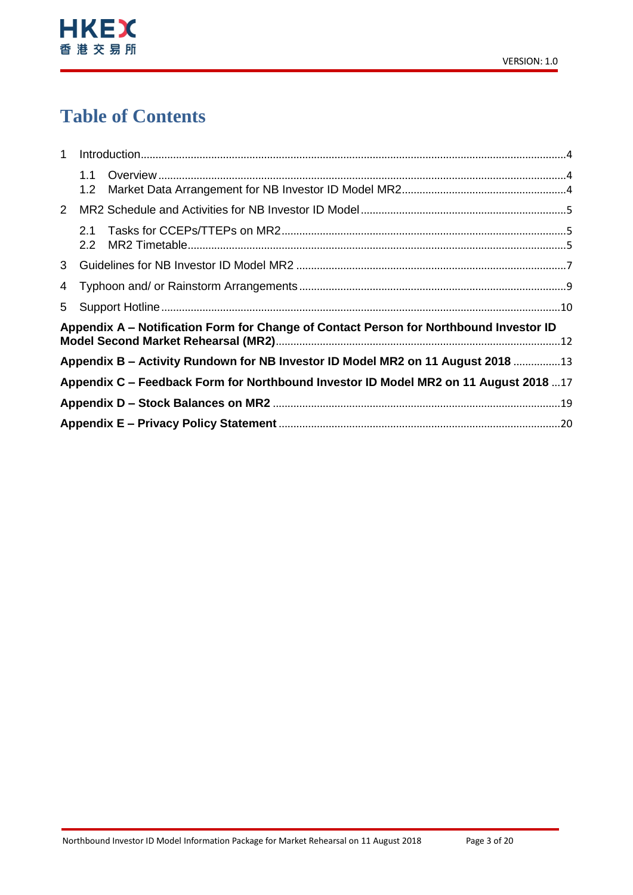# Table of Contents

1 Introduction ........ 4
  - 1.1 Overview ........ 4
  - 1.2 Market Data Arrangement for NB Investor ID Model MR2 ........ 4

2 MR2 Schedule and Activities for NB Investor ID Model ........ 5
  - 2.1 Tasks for CCEPs/TTEPs on MR2 ........ 5
  - 2.2 MR2 Timetable ........ 5

3 Guidelines for NB Investor ID Model MR2 ........ 7

4 Typhoon and/ or Rainstorm Arrangements ........ 9

5 Support Hotline ........ 10

**Appendix A – Notification Form for Change of Contact Person for Northbound Investor ID Model Second Market Rehearsal (MR2)** ........ 12

**Appendix B – Activity Rundown for NB Investor ID Model MR2 on 11 August 2018** ........ 13

**Appendix C – Feedback Form for Northbound Investor ID Model MR2 on 11 August 2018** ........ 17

**Appendix D – Stock Balances on MR2** ........ 19

**Appendix E – Privacy Policy Statement** ........ 20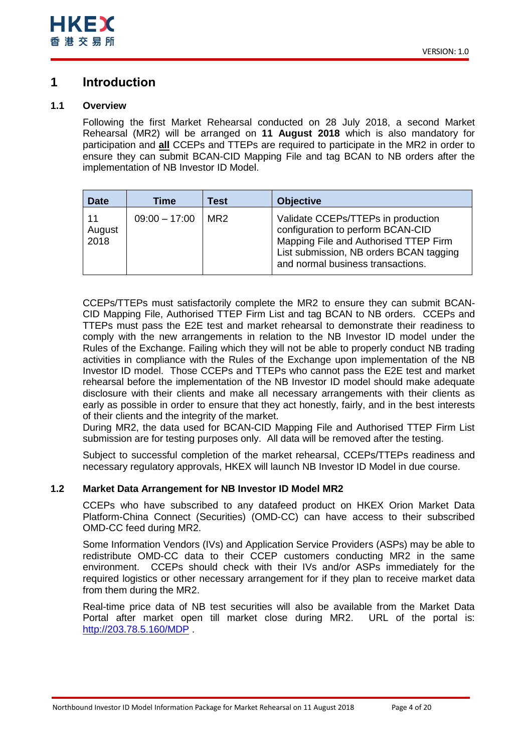# 1 Introduction

## 1.1 Overview

Following the first Market Rehearsal conducted on 28 July 2018, a second Market Rehearsal (MR2) will be arranged on **11 August 2018** which is also mandatory for participation and **all** CCEPs and TTEPs are required to participate in the MR2 in order to ensure they can submit BCAN-CID Mapping File and tag BCAN to NB orders after the implementation of NB Investor ID Model.

| Date | Time | Test | Objective |
|---|---|---|---|
| 11 August 2018 | 09:00 – 17:00 | MR2 | Validate CCEPs/TTEPs in production configuration to perform BCAN-CID Mapping File and Authorised TTEP Firm List submission, NB orders BCAN tagging and normal business transactions. |

CCEPs/TTEPs must satisfactorily complete the MR2 to ensure they can submit BCAN-CID Mapping File, Authorised TTEP Firm List and tag BCAN to NB orders. CCEPs and TTEPs must pass the E2E test and market rehearsal to demonstrate their readiness to comply with the new arrangements in relation to the NB Investor ID model under the Rules of the Exchange. Failing which they will not be able to properly conduct NB trading activities in compliance with the Rules of the Exchange upon implementation of the NB Investor ID model. Those CCEPs and TTEPs who cannot pass the E2E test and market rehearsal before the implementation of the NB Investor ID model should make adequate disclosure with their clients and make all necessary arrangements with their clients as early as possible in order to ensure that they act honestly, fairly, and in the best interests of their clients and the integrity of the market.

During MR2, the data used for BCAN-CID Mapping File and Authorised TTEP Firm List submission are for testing purposes only. All data will be removed after the testing.

Subject to successful completion of the market rehearsal, CCEPs/TTEPs readiness and necessary regulatory approvals, HKEX will launch NB Investor ID Model in due course.

## 1.2 Market Data Arrangement for NB Investor ID Model MR2

CCEPs who have subscribed to any datafeed product on HKEX Orion Market Data Platform-China Connect (Securities) (OMD-CC) can have access to their subscribed OMD-CC feed during MR2.

Some Information Vendors (IVs) and Application Service Providers (ASPs) may be able to redistribute OMD-CC data to their CCEP customers conducting MR2 in the same environment. CCEPs should check with their IVs and/or ASPs immediately for the required logistics or other necessary arrangement for if they plan to receive market data from them during the MR2.

Real-time price data of NB test securities will also be available from the Market Data Portal after market open till market close during MR2. URL of the portal is: http://203.78.5.160/MDP .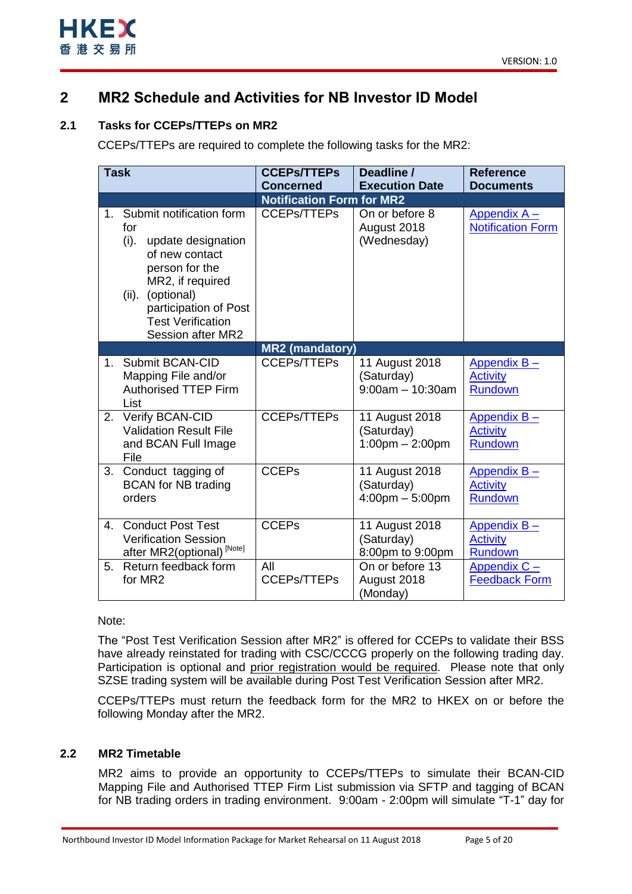## 2 MR2 Schedule and Activities for NB Investor ID Model

### 2.1 Tasks for CCEPs/TTEPs on MR2

CCEPs/TTEPs are required to complete the following tasks for the MR2:

| Task | CCEPs/TTEPs Concerned | Deadline / Execution Date | Reference Documents |
|---|---|---|---|
| **Notification Form for MR2** | | | |
| 1. Submit notification form for (i). update designation of new contact person for the MR2, if required (ii). (optional) participation of Post Test Verification Session after MR2 | CCEPs/TTEPs | On or before 8 August 2018 (Wednesday) | Appendix A – Notification Form |
| **MR2 (mandatory)** | | | |
| 1. Submit BCAN-CID Mapping File and/or Authorised TTEP Firm List | CCEPs/TTEPs | 11 August 2018 (Saturday) 9:00am – 10:30am | Appendix B – Activity Rundown |
| 2. Verify BCAN-CID Validation Result File and BCAN Full Image File | CCEPs/TTEPs | 11 August 2018 (Saturday) 1:00pm – 2:00pm | Appendix B – Activity Rundown |
| 3. Conduct tagging of BCAN for NB trading orders | CCEPs | 11 August 2018 (Saturday) 4:00pm – 5:00pm | Appendix B – Activity Rundown |
| 4. Conduct Post Test Verification Session after MR2(optional) [Note] | CCEPs | 11 August 2018 (Saturday) 8:00pm to 9:00pm | Appendix B – Activity Rundown |
| 5. Return feedback form for MR2 | All CCEPs/TTEPs | On or before 13 August 2018 (Monday) | Appendix C – Feedback Form |

Note:

The "Post Test Verification Session after MR2" is offered for CCEPs to validate their BSS have already reinstated for trading with CSC/CCCG properly on the following trading day. Participation is optional and prior registration would be required. Please note that only SZSE trading system will be available during Post Test Verification Session after MR2.

CCEPs/TTEPs must return the feedback form for the MR2 to HKEX on or before the following Monday after the MR2.

### 2.2 MR2 Timetable

MR2 aims to provide an opportunity to CCEPs/TTEPs to simulate their BCAN-CID Mapping File and Authorised TTEP Firm List submission via SFTP and tagging of BCAN for NB trading orders in trading environment. 9:00am - 2:00pm will simulate "T-1" day for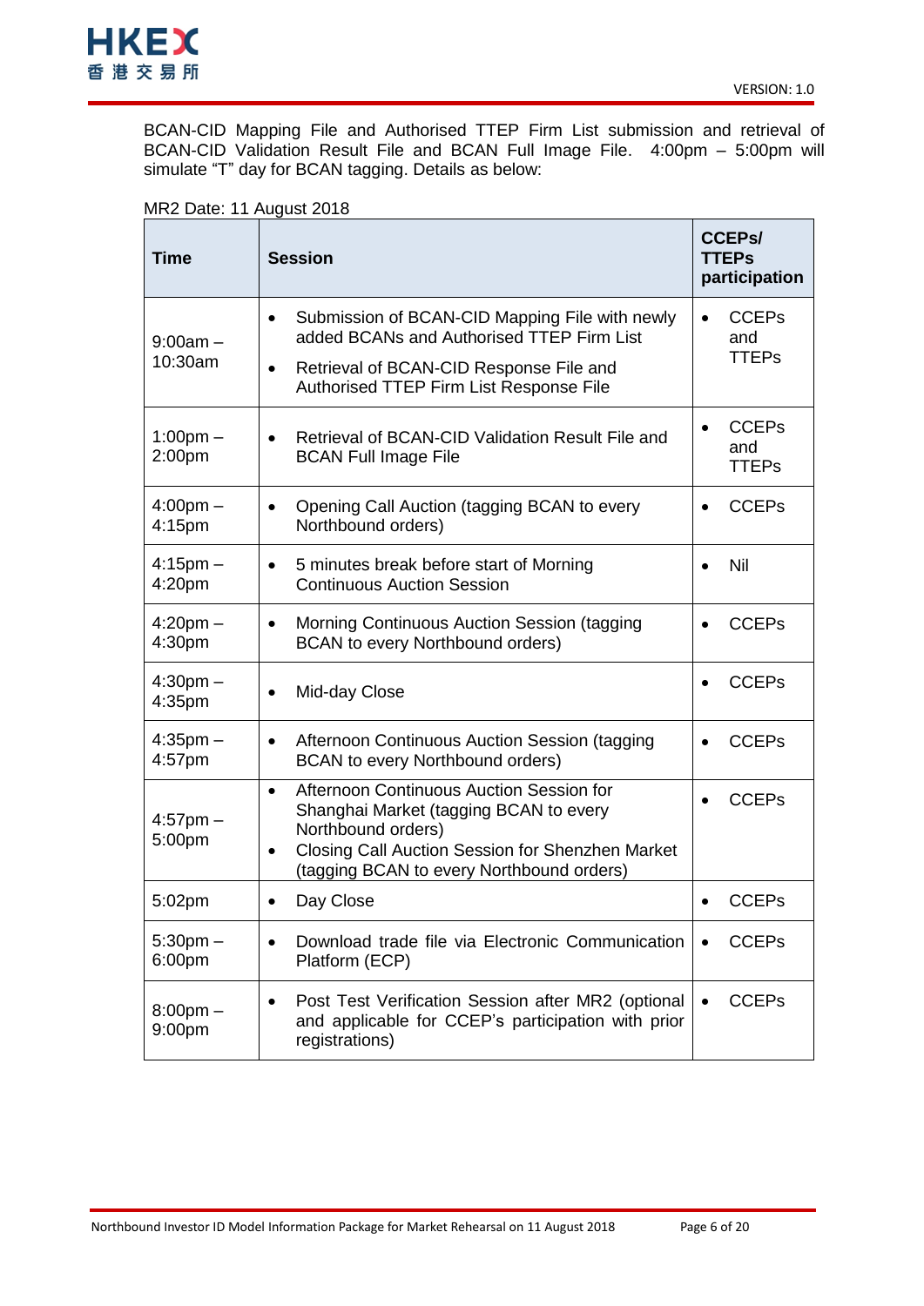BCAN-CID Mapping File and Authorised TTEP Firm List submission and retrieval of BCAN-CID Validation Result File and BCAN Full Image File. 4:00pm – 5:00pm will simulate "T" day for BCAN tagging. Details as below:

MR2 Date: 11 August 2018

| Time | Session | CCEPs/ TTEPs participation |
|---|---|---|
| 9:00am – 10:30am | • Submission of BCAN-CID Mapping File with newly added BCANs and Authorised TTEP Firm List<br>• Retrieval of BCAN-CID Response File and Authorised TTEP Firm List Response File | • CCEPs and TTEPs |
| 1:00pm – 2:00pm | • Retrieval of BCAN-CID Validation Result File and BCAN Full Image File | • CCEPs and TTEPs |
| 4:00pm – 4:15pm | • Opening Call Auction (tagging BCAN to every Northbound orders) | • CCEPs |
| 4:15pm – 4:20pm | • 5 minutes break before start of Morning Continuous Auction Session | • Nil |
| 4:20pm – 4:30pm | • Morning Continuous Auction Session (tagging BCAN to every Northbound orders) | • CCEPs |
| 4:30pm – 4:35pm | • Mid-day Close | • CCEPs |
| 4:35pm – 4:57pm | • Afternoon Continuous Auction Session (tagging BCAN to every Northbound orders) | • CCEPs |
| 4:57pm – 5:00pm | • Afternoon Continuous Auction Session for Shanghai Market (tagging BCAN to every Northbound orders)<br>• Closing Call Auction Session for Shenzhen Market (tagging BCAN to every Northbound orders) | • CCEPs |
| 5:02pm | • Day Close | • CCEPs |
| 5:30pm – 6:00pm | • Download trade file via Electronic Communication Platform (ECP) | • CCEPs |
| 8:00pm – 9:00pm | • Post Test Verification Session after MR2 (optional and applicable for CCEP's participation with prior registrations) | • CCEPs |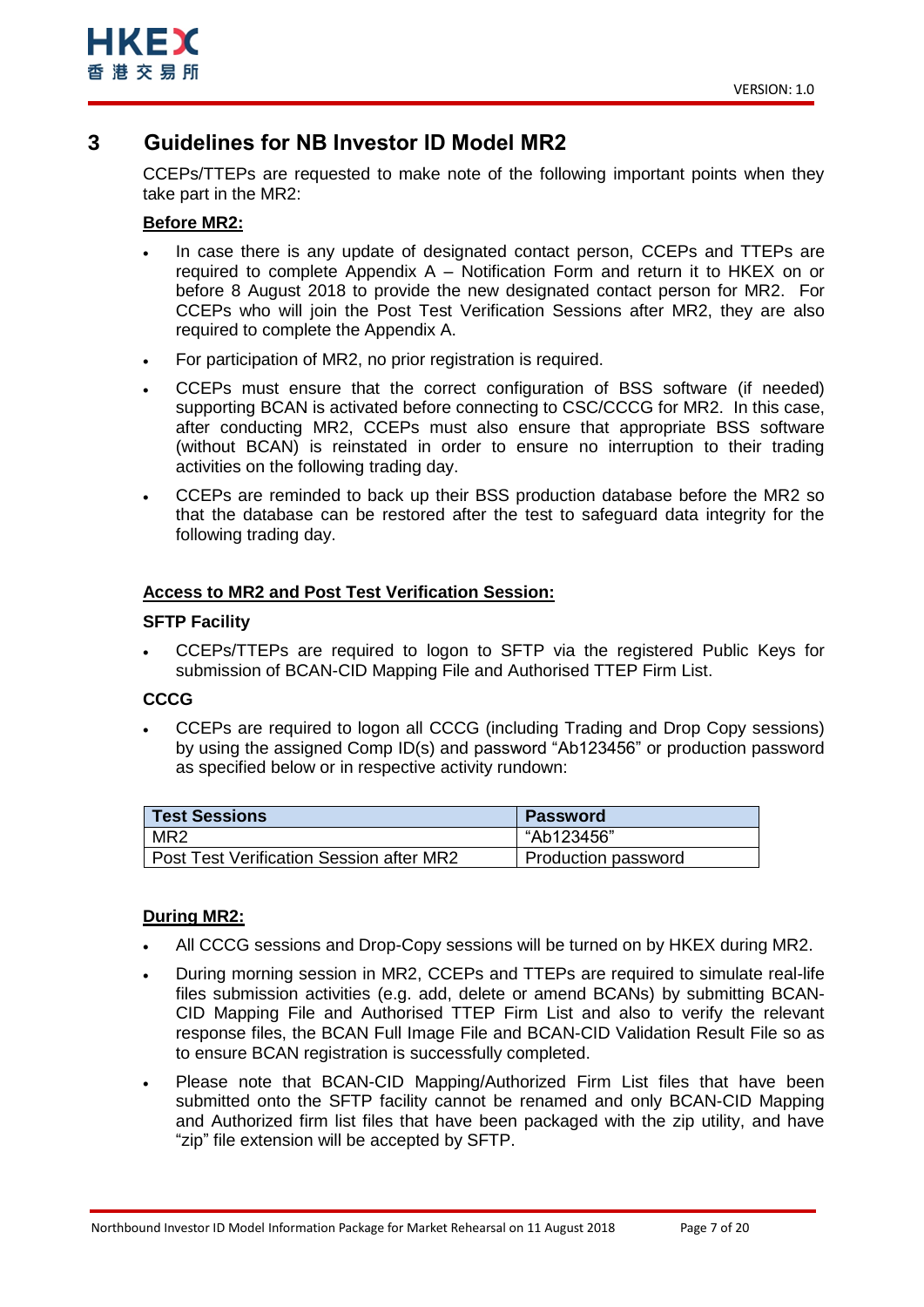# 3 Guidelines for NB Investor ID Model MR2

CCEPs/TTEPs are requested to make note of the following important points when they take part in the MR2:

**Before MR2:**

- In case there is any update of designated contact person, CCEPs and TTEPs are required to complete Appendix A – Notification Form and return it to HKEX on or before 8 August 2018 to provide the new designated contact person for MR2. For CCEPs who will join the Post Test Verification Sessions after MR2, they are also required to complete the Appendix A.
- For participation of MR2, no prior registration is required.
- CCEPs must ensure that the correct configuration of BSS software (if needed) supporting BCAN is activated before connecting to CSC/CCCG for MR2. In this case, after conducting MR2, CCEPs must also ensure that appropriate BSS software (without BCAN) is reinstated in order to ensure no interruption to their trading activities on the following trading day.
- CCEPs are reminded to back up their BSS production database before the MR2 so that the database can be restored after the test to safeguard data integrity for the following trading day.

**Access to MR2 and Post Test Verification Session:**

**SFTP Facility**

- CCEPs/TTEPs are required to logon to SFTP via the registered Public Keys for submission of BCAN-CID Mapping File and Authorised TTEP Firm List.

**CCCG**

- CCEPs are required to logon all CCCG (including Trading and Drop Copy sessions) by using the assigned Comp ID(s) and password "Ab123456" or production password as specified below or in respective activity rundown:

| Test Sessions | Password |
|---|---|
| MR2 | "Ab123456" |
| Post Test Verification Session after MR2 | Production password |

**During MR2:**

- All CCCG sessions and Drop-Copy sessions will be turned on by HKEX during MR2.
- During morning session in MR2, CCEPs and TTEPs are required to simulate real-life files submission activities (e.g. add, delete or amend BCANs) by submitting BCAN-CID Mapping File and Authorised TTEP Firm List and also to verify the relevant response files, the BCAN Full Image File and BCAN-CID Validation Result File so as to ensure BCAN registration is successfully completed.
- Please note that BCAN-CID Mapping/Authorized Firm List files that have been submitted onto the SFTP facility cannot be renamed and only BCAN-CID Mapping and Authorized firm list files that have been packaged with the zip utility, and have "zip" file extension will be accepted by SFTP.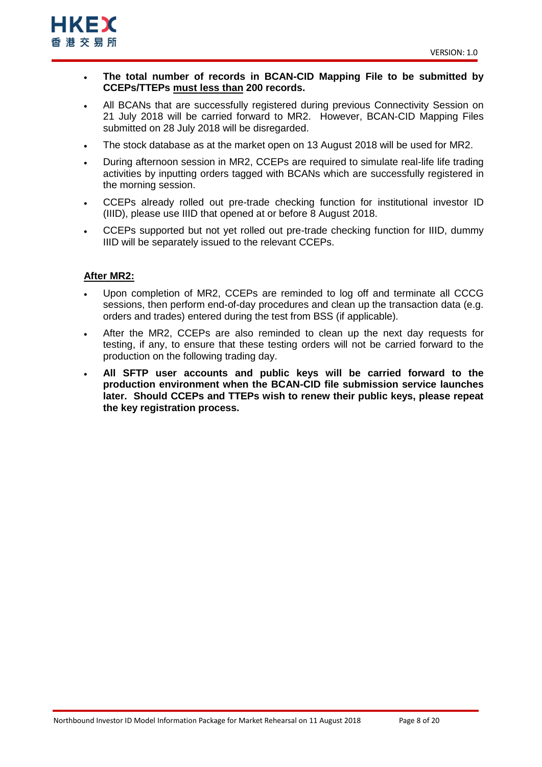- **The total number of records in BCAN-CID Mapping File to be submitted by CCEPs/TTEPs must less than 200 records.**
- All BCANs that are successfully registered during previous Connectivity Session on 21 July 2018 will be carried forward to MR2. However, BCAN-CID Mapping Files submitted on 28 July 2018 will be disregarded.
- The stock database as at the market open on 13 August 2018 will be used for MR2.
- During afternoon session in MR2, CCEPs are required to simulate real-life life trading activities by inputting orders tagged with BCANs which are successfully registered in the morning session.
- CCEPs already rolled out pre-trade checking function for institutional investor ID (IIID), please use IIID that opened at or before 8 August 2018.
- CCEPs supported but not yet rolled out pre-trade checking function for IIID, dummy IIID will be separately issued to the relevant CCEPs.

**After MR2:**

- Upon completion of MR2, CCEPs are reminded to log off and terminate all CCCG sessions, then perform end-of-day procedures and clean up the transaction data (e.g. orders and trades) entered during the test from BSS (if applicable).
- After the MR2, CCEPs are also reminded to clean up the next day requests for testing, if any, to ensure that these testing orders will not be carried forward to the production on the following trading day.
- **All SFTP user accounts and public keys will be carried forward to the production environment when the BCAN-CID file submission service launches later. Should CCEPs and TTEPs wish to renew their public keys, please repeat the key registration process.**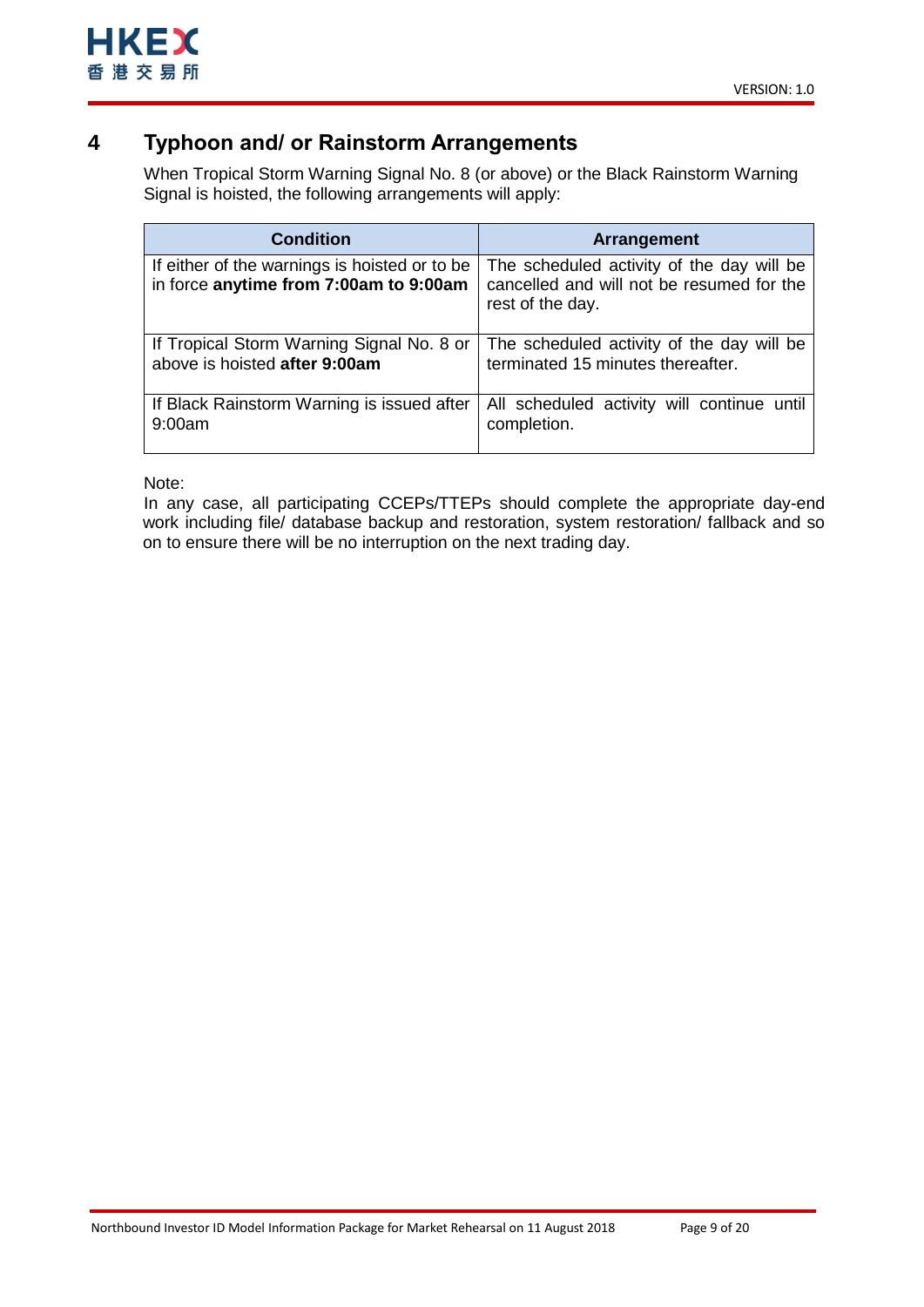# 4 Typhoon and/ or Rainstorm Arrangements

When Tropical Storm Warning Signal No. 8 (or above) or the Black Rainstorm Warning Signal is hoisted, the following arrangements will apply:

| Condition | Arrangement |
|---|---|
| If either of the warnings is hoisted or to be in force **anytime from 7:00am to 9:00am** | The scheduled activity of the day will be cancelled and will not be resumed for the rest of the day. |
| If Tropical Storm Warning Signal No. 8 or above is hoisted **after 9:00am** | The scheduled activity of the day will be terminated 15 minutes thereafter. |
| If Black Rainstorm Warning is issued after 9:00am | All scheduled activity will continue until completion. |

Note:
In any case, all participating CCEPs/TTEPs should complete the appropriate day-end work including file/ database backup and restoration, system restoration/ fallback and so on to ensure there will be no interruption on the next trading day.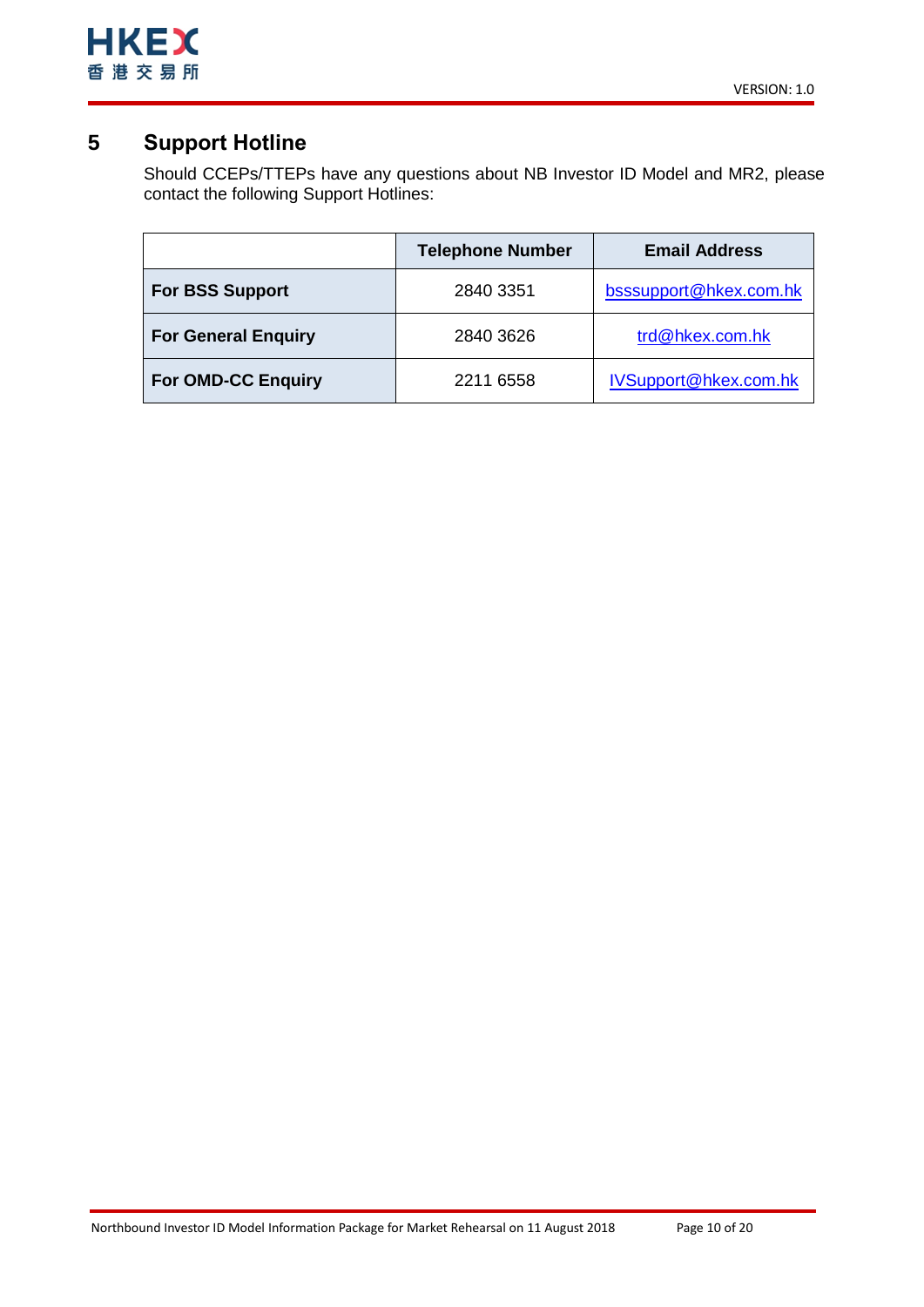# 5 Support Hotline

Should CCEPs/TTEPs have any questions about NB Investor ID Model and MR2, please contact the following Support Hotlines:

| | Telephone Number | Email Address |
|---|---|---|
| **For BSS Support** | 2840 3351 | bsssupport@hkex.com.hk |
| **For General Enquiry** | 2840 3626 | trd@hkex.com.hk |
| **For OMD-CC Enquiry** | 2211 6558 | IVSupport@hkex.com.hk |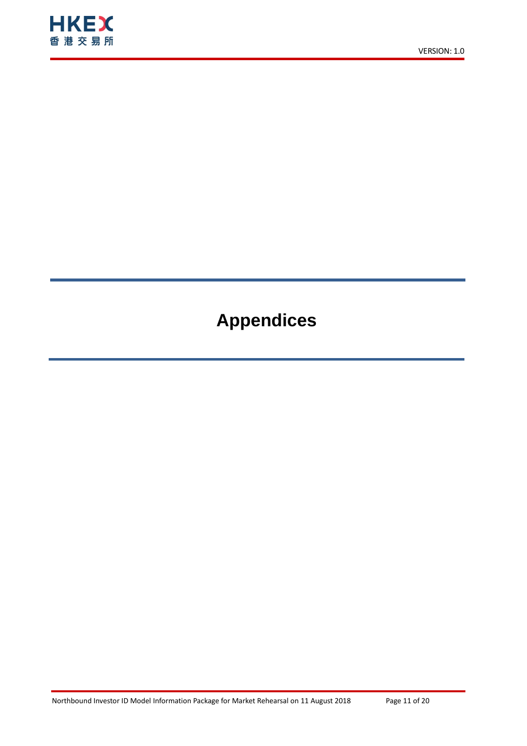# Appendices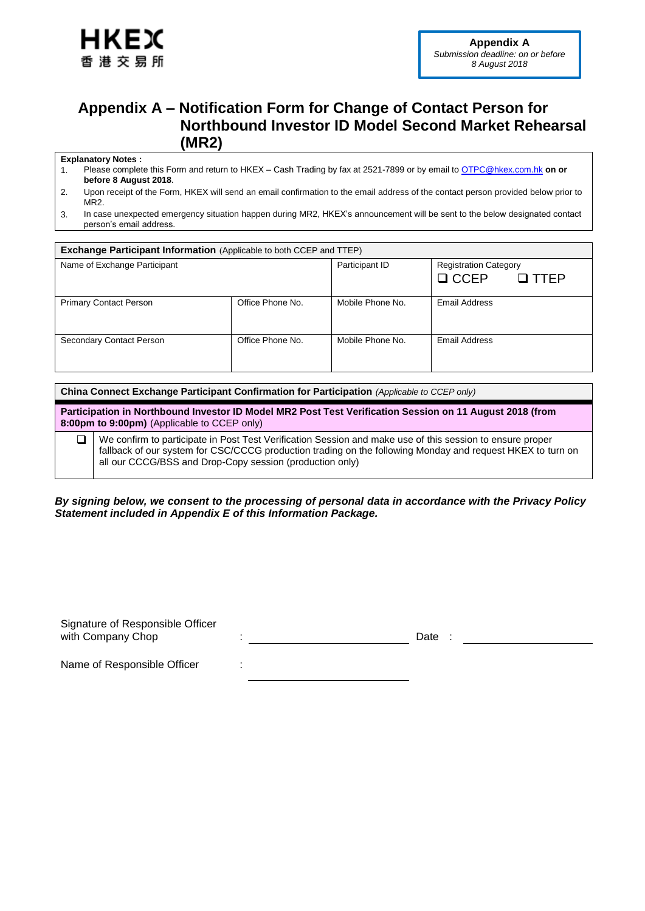**Appendix A**
*Submission deadline: on or before 8 August 2018*

# Appendix A – Notification Form for Change of Contact Person for Northbound Investor ID Model Second Market Rehearsal (MR2)

**Explanatory Notes :**

1. Please complete this Form and return to HKEX – Cash Trading by fax at 2521-7899 or by email to OTPC@hkex.com.hk **on or before 8 August 2018**.
2. Upon receipt of the Form, HKEX will send an email confirmation to the email address of the contact person provided below prior to MR2.
3. In case unexpected emergency situation happen during MR2, HKEX's announcement will be sent to the below designated contact person's email address.

| **Exchange Participant Information** (Applicable to both CCEP and TTEP) | | | |
|---|---|---|---|
| Name of Exchange Participant | | Participant ID | Registration Category<br>❑ CCEP ❑ TTEP |
| Primary Contact Person | Office Phone No. | Mobile Phone No. | Email Address |
| Secondary Contact Person | Office Phone No. | Mobile Phone No. | Email Address |

| **China Connect Exchange Participant Confirmation for Participation** *(Applicable to CCEP only)* | |
|---|---|
| **Participation in Northbound Investor ID Model MR2 Post Test Verification Session on 11 August 2018 (from 8:00pm to 9:00pm)** (Applicable to CCEP only) | |
| ❑ | We confirm to participate in Post Test Verification Session and make use of this session to ensure proper fallback of our system for CSC/CCCG production trading on the following Monday and request HKEX to turn on all our CCCG/BSS and Drop-Copy session (production only) |

***By signing below, we consent to the processing of personal data in accordance with the Privacy Policy Statement included in Appendix E of this Information Package.***

Signature of Responsible Officer with Company Chop : ______________________ Date : ____________________

Name of Responsible Officer : ______________________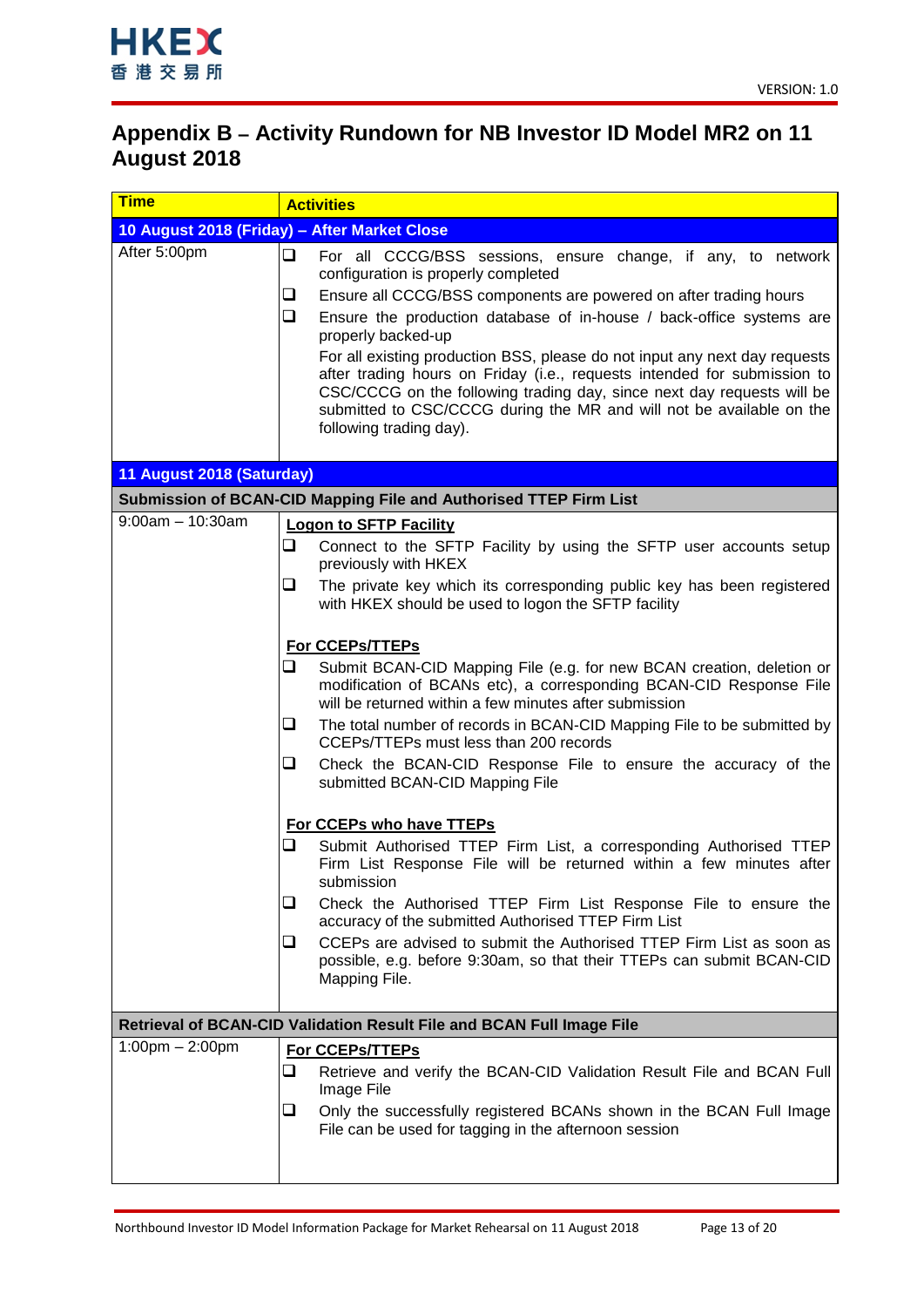## Appendix B – Activity Rundown for NB Investor ID Model MR2 on 11 August 2018

| Time | Activities |
|---|---|
| **10 August 2018 (Friday) – After Market Close** | |
| After 5:00pm | ❑ For all CCCG/BSS sessions, ensure change, if any, to network configuration is properly completed<br>❑ Ensure all CCCG/BSS components are powered on after trading hours<br>❑ Ensure the production database of in-house / back-office systems are properly backed-up<br>For all existing production BSS, please do not input any next day requests after trading hours on Friday (i.e., requests intended for submission to CSC/CCCG on the following trading day, since next day requests will be submitted to CSC/CCCG during the MR and will not be available on the following trading day). |
| **11 August 2018 (Saturday)** | |
| **Submission of BCAN-CID Mapping File and Authorised TTEP Firm List** | |
| 9:00am – 10:30am | **<u>Logon to SFTP Facility</u>**<br>❑ Connect to the SFTP Facility by using the SFTP user accounts setup previously with HKEX<br>❑ The private key which its corresponding public key has been registered with HKEX should be used to logon the SFTP facility<br><br>**<u>For CCEPs/TTEPs</u>**<br>❑ Submit BCAN-CID Mapping File (e.g. for new BCAN creation, deletion or modification of BCANs etc), a corresponding BCAN-CID Response File will be returned within a few minutes after submission<br>❑ The total number of records in BCAN-CID Mapping File to be submitted by CCEPs/TTEPs must less than 200 records<br>❑ Check the BCAN-CID Response File to ensure the accuracy of the submitted BCAN-CID Mapping File<br><br>**<u>For CCEPs who have TTEPs</u>**<br>❑ Submit Authorised TTEP Firm List, a corresponding Authorised TTEP Firm List Response File will be returned within a few minutes after submission<br>❑ Check the Authorised TTEP Firm List Response File to ensure the accuracy of the submitted Authorised TTEP Firm List<br>❑ CCEPs are advised to submit the Authorised TTEP Firm List as soon as possible, e.g. before 9:30am, so that their TTEPs can submit BCAN-CID Mapping File. |
| **Retrieval of BCAN-CID Validation Result File and BCAN Full Image File** | |
| 1:00pm – 2:00pm | **<u>For CCEPs/TTEPs</u>**<br>❑ Retrieve and verify the BCAN-CID Validation Result File and BCAN Full Image File<br>❑ Only the successfully registered BCANs shown in the BCAN Full Image File can be used for tagging in the afternoon session |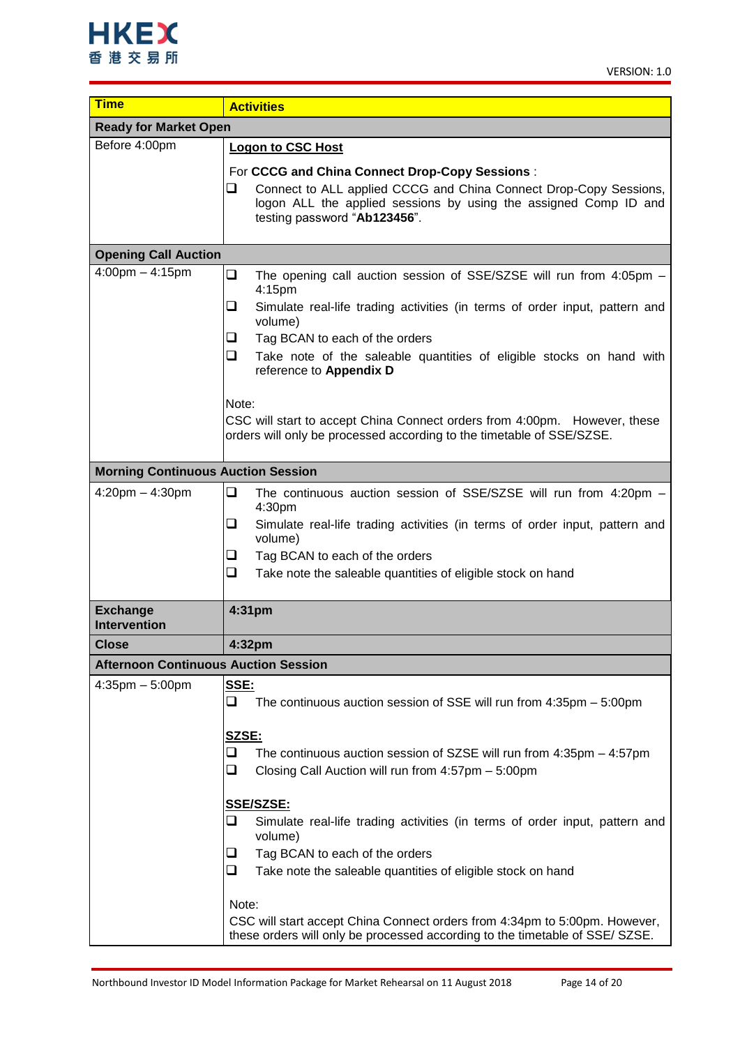| Time | Activities |
|---|---|
| **Ready for Market Open** | |
| Before 4:00pm | **Logon to CSC Host**<br><br>For **CCCG and China Connect Drop-Copy Sessions** :<br>❑ Connect to ALL applied CCCG and China Connect Drop-Copy Sessions, logon ALL the applied sessions by using the assigned Comp ID and testing password "**Ab123456**". |
| **Opening Call Auction** | |
| 4:00pm – 4:15pm | ❑ The opening call auction session of SSE/SZSE will run from 4:05pm – 4:15pm<br>❑ Simulate real-life trading activities (in terms of order input, pattern and volume)<br>❑ Tag BCAN to each of the orders<br>❑ Take note of the saleable quantities of eligible stocks on hand with reference to **Appendix D**<br><br>Note:<br>CSC will start to accept China Connect orders from 4:00pm. However, these orders will only be processed according to the timetable of SSE/SZSE. |
| **Morning Continuous Auction Session** | |
| 4:20pm – 4:30pm | ❑ The continuous auction session of SSE/SZSE will run from 4:20pm – 4:30pm<br>❑ Simulate real-life trading activities (in terms of order input, pattern and volume)<br>❑ Tag BCAN to each of the orders<br>❑ Take note the saleable quantities of eligible stock on hand |
| **Exchange Intervention** | **4:31pm** |
| **Close** | **4:32pm** |
| **Afternoon Continuous Auction Session** | |
| 4:35pm – 5:00pm | **SSE:**<br>❑ The continuous auction session of SSE will run from 4:35pm – 5:00pm<br><br>**SZSE:**<br>❑ The continuous auction session of SZSE will run from 4:35pm – 4:57pm<br>❑ Closing Call Auction will run from 4:57pm – 5:00pm<br><br>**SSE/SZSE:**<br>❑ Simulate real-life trading activities (in terms of order input, pattern and volume)<br>❑ Tag BCAN to each of the orders<br>❑ Take note the saleable quantities of eligible stock on hand<br><br>Note:<br>CSC will start accept China Connect orders from 4:34pm to 5:00pm. However, these orders will only be processed according to the timetable of SSE/ SZSE. |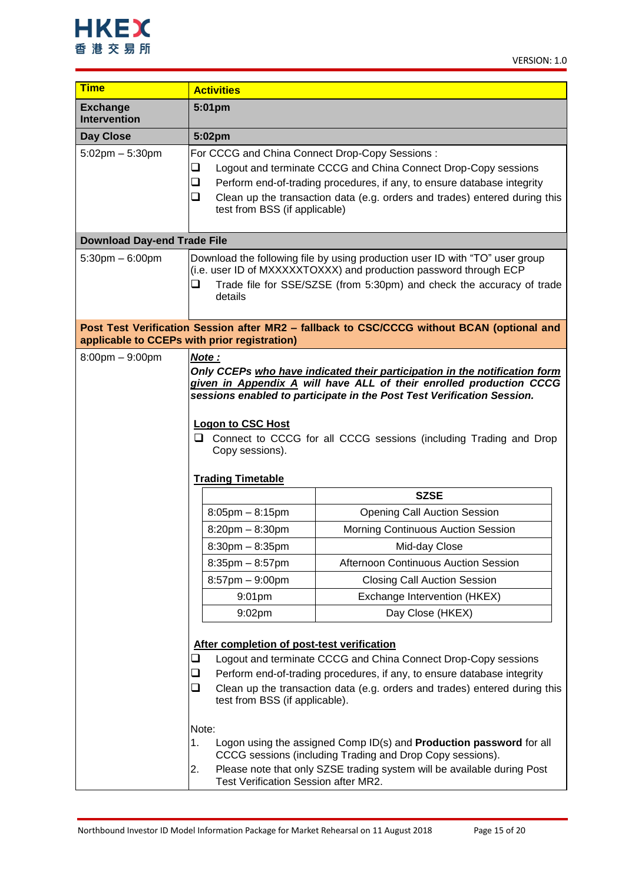| Time | Activities |
| --- | --- |
| **Exchange Intervention** | **5:01pm** |
| **Day Close** | **5:02pm** |
| 5:02pm – 5:30pm | For CCCG and China Connect Drop-Copy Sessions :<br>❑ Logout and terminate CCCG and China Connect Drop-Copy sessions<br>❑ Perform end-of-trading procedures, if any, to ensure database integrity<br>❑ Clean up the transaction data (e.g. orders and trades) entered during this test from BSS (if applicable) |
| **Download Day-end Trade File** | |
| 5:30pm – 6:00pm | Download the following file by using production user ID with "TO" user group (i.e. user ID of MXXXXXTOXXX) and production password through ECP<br>❑ Trade file for SSE/SZSE (from 5:30pm) and check the accuracy of trade details |
| **Post Test Verification Session after MR2 – fallback to CSC/CCCG without BCAN (optional and applicable to CCEPs with prior registration)** | |
| 8:00pm – 9:00pm | ***Note :***<br>***Only CCEPs who have indicated their participation in the notification form given in Appendix A will have ALL of their enrolled production CCCG sessions enabled to participate in the Post Test Verification Session.***<br><br>**Logon to CSC Host**<br>❑ Connect to CCCG for all CCCG sessions (including Trading and Drop Copy sessions).<br><br>**Trading Timetable**<br>(see table below)<br><br>**After completion of post-test verification**<br>❑ Logout and terminate CCCG and China Connect Drop-Copy sessions<br>❑ Perform end-of-trading procedures, if any, to ensure database integrity<br>❑ Clean up the transaction data (e.g. orders and trades) entered during this test from BSS (if applicable).<br><br>Note:<br>1. Logon using the assigned Comp ID(s) and **Production password** for all CCCG sessions (including Trading and Drop Copy sessions).<br>2. Please note that only SZSE trading system will be available during Post Test Verification Session after MR2. |

**Trading Timetable**

| | SZSE |
| --- | --- |
| 8:05pm – 8:15pm | Opening Call Auction Session |
| 8:20pm – 8:30pm | Morning Continuous Auction Session |
| 8:30pm – 8:35pm | Mid-day Close |
| 8:35pm – 8:57pm | Afternoon Continuous Auction Session |
| 8:57pm – 9:00pm | Closing Call Auction Session |
| 9:01pm | Exchange Intervention (HKEX) |
| 9:02pm | Day Close (HKEX) |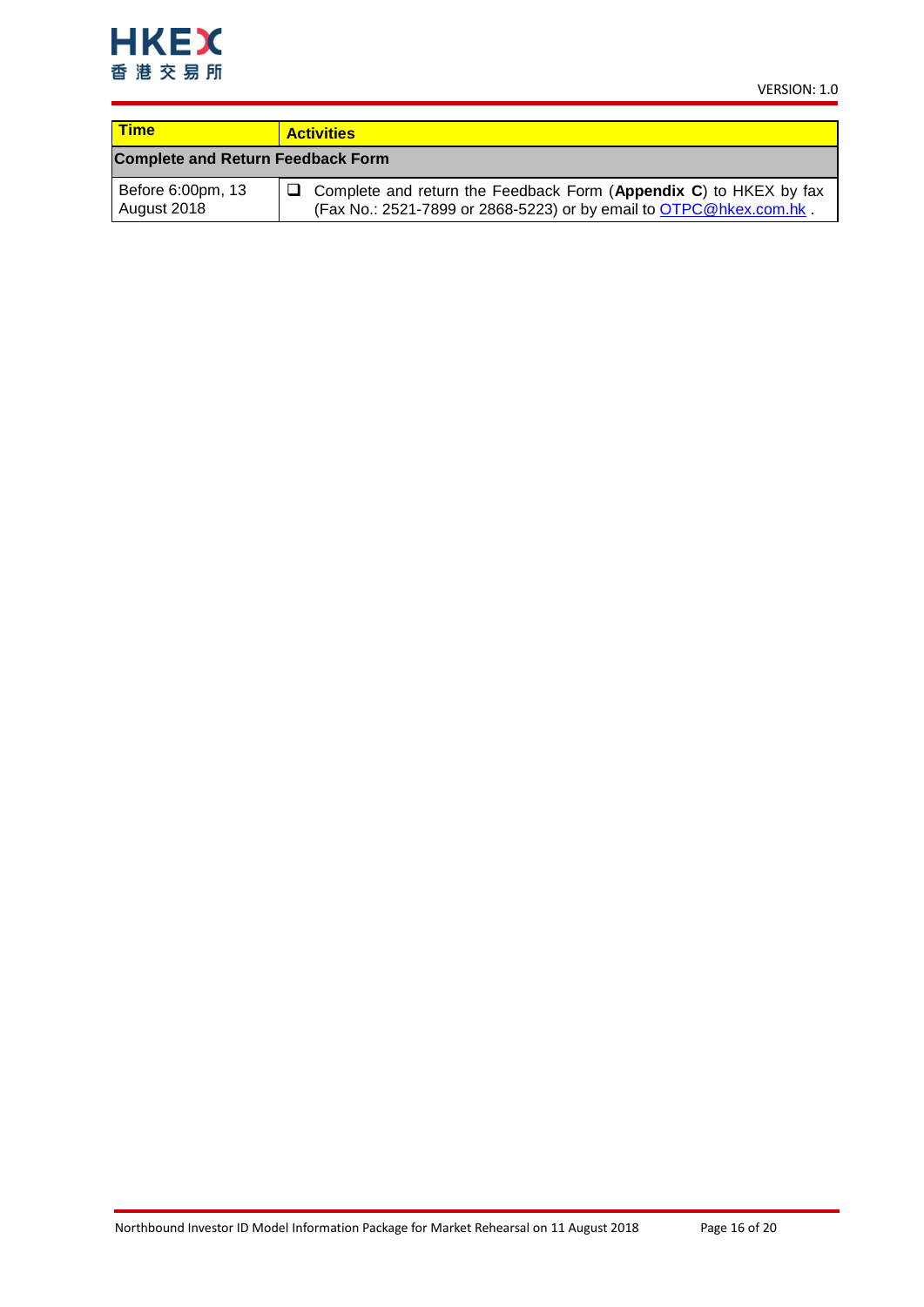| Time | Activities |
| --- | --- |
| **Complete and Return Feedback Form** | |
| Before 6:00pm, 13 August 2018 | ❑ Complete and return the Feedback Form (**Appendix C**) to HKEX by fax (Fax No.: 2521-7899 or 2868-5223) or by email to OTPC@hkex.com.hk . |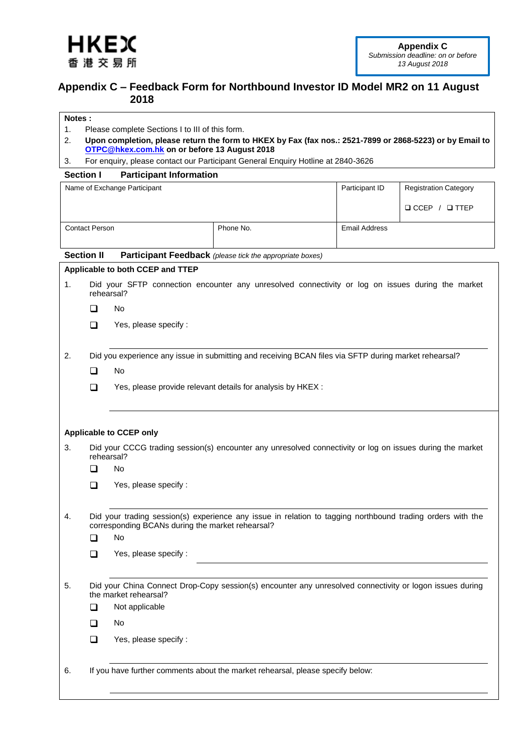HKEX
香港交易所

**Appendix C**
*Submission deadline: on or before 13 August 2018*

# Appendix C – Feedback Form for Northbound Investor ID Model MR2 on 11 August 2018

**Notes :**

1. Please complete Sections I to III of this form.
2. **Upon completion, please return the form to HKEX by Fax (fax nos.: 2521-7899 or 2868-5223) or by Email to OTPC@hkex.com.hk on or before 13 August 2018**
3. For enquiry, please contact our Participant General Enquiry Hotline at 2840-3626

## Section I Participant Information

| Name of Exchange Participant | | Participant ID | Registration Category<br>❑ CCEP / ❑ TTEP |
|---|---|---|---|
| Contact Person | Phone No. | Email Address | |

## Section II Participant Feedback *(please tick the appropriate boxes)*

**Applicable to both CCEP and TTEP**

1. Did your SFTP connection encounter any unresolved connectivity or log on issues during the market rehearsal?

   ❑ No

   ❑ Yes, please specify :

   ______________________________

2. Did you experience any issue in submitting and receiving BCAN files via SFTP during market rehearsal?

   ❑ No

   ❑ Yes, please provide relevant details for analysis by HKEX :

   ______________________________

**Applicable to CCEP only**

3. Did your CCCG trading session(s) encounter any unresolved connectivity or log on issues during the market rehearsal?

   ❑ No

   ❑ Yes, please specify :

   ______________________________

4. Did your trading session(s) experience any issue in relation to tagging northbound trading orders with the corresponding BCANs during the market rehearsal?

   ❑ No

   ❑ Yes, please specify : ______________________________

   ______________________________

5. Did your China Connect Drop-Copy session(s) encounter any unresolved connectivity or logon issues during the market rehearsal?

   ❑ Not applicable

   ❑ No

   ❑ Yes, please specify :

   ______________________________

6. If you have further comments about the market rehearsal, please specify below:

   ______________________________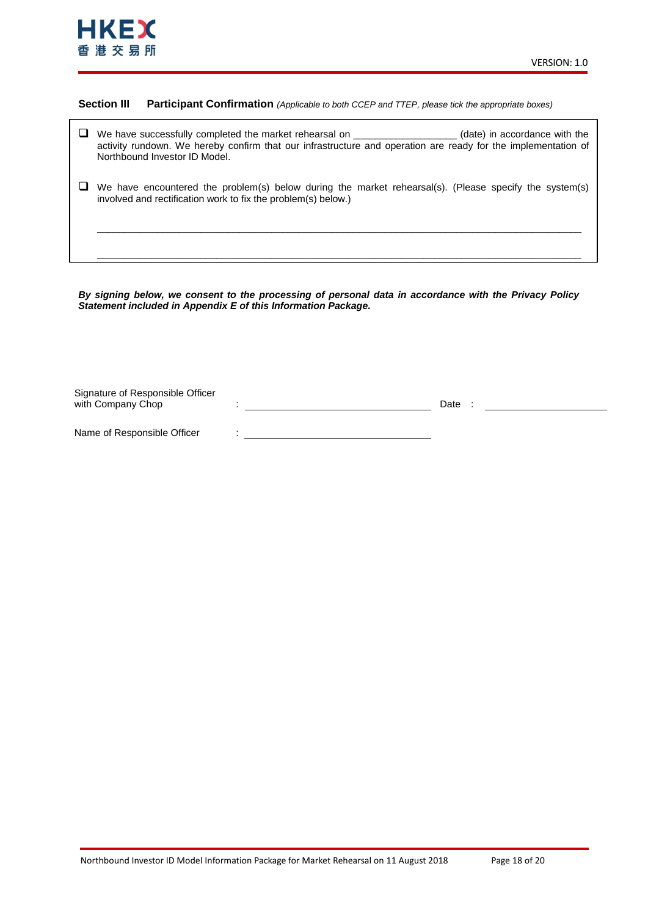**Section III Participant Confirmation** *(Applicable to both CCEP and TTEP, please tick the appropriate boxes)*

- ☐ We have successfully completed the market rehearsal on ___________________ (date) in accordance with the activity rundown. We hereby confirm that our infrastructure and operation are ready for the implementation of Northbound Investor ID Model.

- ☐ We have encountered the problem(s) below during the market rehearsal(s). (Please specify the system(s) involved and rectification work to fix the problem(s) below.)

  ______________________________________________________________________________

  ______________________________________________________________________________

***By signing below, we consent to the processing of personal data in accordance with the Privacy Policy Statement included in Appendix E of this Information Package.***

Signature of Responsible Officer with Company Chop : ______________________________ Date : ____________________

Name of Responsible Officer : ______________________________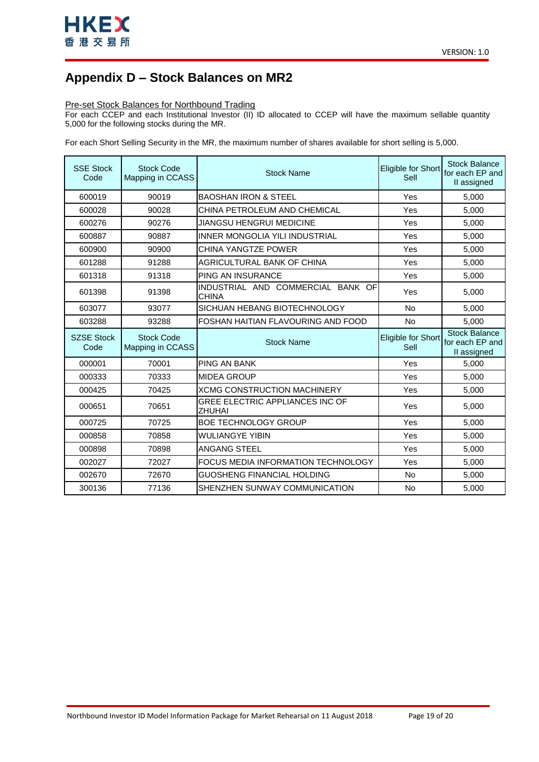# Appendix D – Stock Balances on MR2

Pre-set Stock Balances for Northbound Trading

For each CCEP and each Institutional Investor (II) ID allocated to CCEP will have the maximum sellable quantity 5,000 for the following stocks during the MR.

For each Short Selling Security in the MR, the maximum number of shares available for short selling is 5,000.

| SSE Stock Code | Stock Code Mapping in CCASS | Stock Name | Eligible for Short Sell | Stock Balance for each EP and II assigned |
|---|---|---|---|---|
| 600019 | 90019 | BAOSHAN IRON & STEEL | Yes | 5,000 |
| 600028 | 90028 | CHINA PETROLEUM AND CHEMICAL | Yes | 5,000 |
| 600276 | 90276 | JIANGSU HENGRUI MEDICINE | Yes | 5,000 |
| 600887 | 90887 | INNER MONGOLIA YILI INDUSTRIAL | Yes | 5,000 |
| 600900 | 90900 | CHINA YANGTZE POWER | Yes | 5,000 |
| 601288 | 91288 | AGRICULTURAL BANK OF CHINA | Yes | 5,000 |
| 601318 | 91318 | PING AN INSURANCE | Yes | 5,000 |
| 601398 | 91398 | INDUSTRIAL AND COMMERCIAL BANK OF CHINA | Yes | 5,000 |
| 603077 | 93077 | SICHUAN HEBANG BIOTECHNOLOGY | No | 5,000 |
| 603288 | 93288 | FOSHAN HAITIAN FLAVOURING AND FOOD | No | 5,000 |
| **SZSE Stock Code** | **Stock Code Mapping in CCASS** | **Stock Name** | **Eligible for Short Sell** | **Stock Balance for each EP and II assigned** |
| 000001 | 70001 | PING AN BANK | Yes | 5,000 |
| 000333 | 70333 | MIDEA GROUP | Yes | 5,000 |
| 000425 | 70425 | XCMG CONSTRUCTION MACHINERY | Yes | 5,000 |
| 000651 | 70651 | GREE ELECTRIC APPLIANCES INC OF ZHUHAI | Yes | 5,000 |
| 000725 | 70725 | BOE TECHNOLOGY GROUP | Yes | 5,000 |
| 000858 | 70858 | WULIANGYE YIBIN | Yes | 5,000 |
| 000898 | 70898 | ANGANG STEEL | Yes | 5,000 |
| 002027 | 72027 | FOCUS MEDIA INFORMATION TECHNOLOGY | Yes | 5,000 |
| 002670 | 72670 | GUOSHENG FINANCIAL HOLDING | No | 5,000 |
| 300136 | 77136 | SHENZHEN SUNWAY COMMUNICATION | No | 5,000 |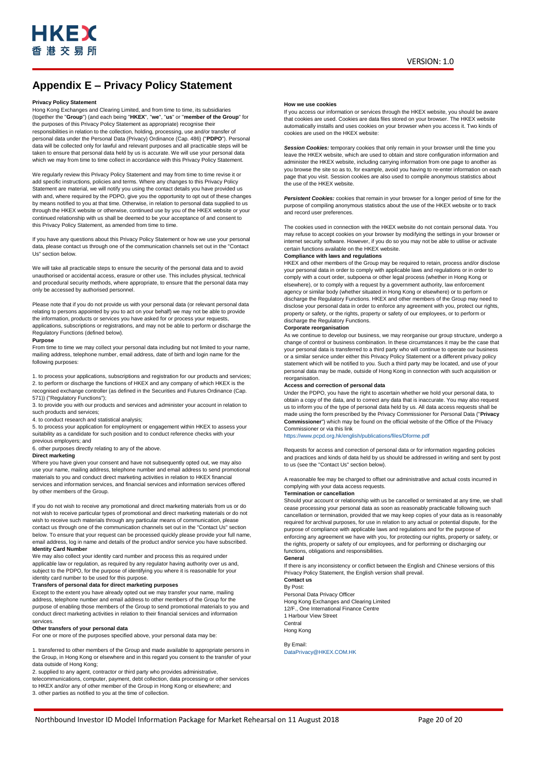# Appendix E – Privacy Policy Statement

**Privacy Policy Statement**

Hong Kong Exchanges and Clearing Limited, and from time to time, its subsidiaries (together the "**Group**") (and each being "**HKEX**", "**we**", "**us**" or "**member of the Group**" for the purposes of this Privacy Policy Statement as appropriate) recognise their responsibilities in relation to the collection, holding, processing, use and/or transfer of personal data under the Personal Data (Privacy) Ordinance (Cap. 486) ("**PDPO**"). Personal data will be collected only for lawful and relevant purposes and all practicable steps will be taken to ensure that personal data held by us is accurate. We will use your personal data which we may from time to time collect in accordance with this Privacy Policy Statement.

We regularly review this Privacy Policy Statement and may from time to time revise it or add specific instructions, policies and terms. Where any changes to this Privacy Policy Statement are material, we will notify you using the contact details you have provided us with and, where required by the PDPO, give you the opportunity to opt out of these changes by means notified to you at that time. Otherwise, in relation to personal data supplied to us through the HKEX website or otherwise, continued use by you of the HKEX website or your continued relationship with us shall be deemed to be your acceptance of and consent to this Privacy Policy Statement, as amended from time to time.

If you have any questions about this Privacy Policy Statement or how we use your personal data, please contact us through one of the communication channels set out in the "Contact Us" section below.

We will take all practicable steps to ensure the security of the personal data and to avoid unauthorised or accidental access, erasure or other use. This includes physical, technical and procedural security methods, where appropriate, to ensure that the personal data may only be accessed by authorised personnel.

Please note that if you do not provide us with your personal data (or relevant personal data relating to persons appointed by you to act on your behalf) we may not be able to provide the information, products or services you have asked for or process your requests, applications, subscriptions or registrations, and may not be able to perform or discharge the Regulatory Functions (defined below).

**Purpose**

From time to time we may collect your personal data including but not limited to your name, mailing address, telephone number, email address, date of birth and login name for the following purposes:

1. to process your applications, subscriptions and registration for our products and services;
2. to perform or discharge the functions of HKEX and any company of which HKEX is the recognised exchange controller (as defined in the Securities and Futures Ordinance (Cap. 571)) ("Regulatory Functions");
3. to provide you with our products and services and administer your account in relation to such products and services;
4. to conduct research and statistical analysis;
5. to process your application for employment or engagement within HKEX to assess your suitability as a candidate for such position and to conduct reference checks with your previous employers; and
6. other purposes directly relating to any of the above.

**Direct marketing**

Where you have given your consent and have not subsequently opted out, we may also use your name, mailing address, telephone number and email address to send promotional materials to you and conduct direct marketing activities in relation to HKEX financial services and information services, and financial services and information services offered by other members of the Group.

If you do not wish to receive any promotional and direct marketing materials from us or do not wish to receive particular types of promotional and direct marketing materials or do not wish to receive such materials through any particular means of communication, please contact us through one of the communication channels set out in the "Contact Us" section below. To ensure that your request can be processed quickly please provide your full name, email address, log in name and details of the product and/or service you have subscribed.

**Identity Card Number**

We may also collect your identity card number and process this as required under applicable law or regulation, as required by any regulator having authority over us and, subject to the PDPO, for the purpose of identifying you where it is reasonable for your identity card number to be used for this purpose.

**Transfers of personal data for direct marketing purposes**

Except to the extent you have already opted out we may transfer your name, mailing address, telephone number and email address to other members of the Group for the purpose of enabling those members of the Group to send promotional materials to you and conduct direct marketing activities in relation to their financial services and information services.

**Other transfers of your personal data**

For one or more of the purposes specified above, your personal data may be:

1. transferred to other members of the Group and made available to appropriate persons in the Group, in Hong Kong or elsewhere and in this regard you consent to the transfer of your data outside of Hong Kong;
2. supplied to any agent, contractor or third party who provides administrative, telecommunications, computer, payment, debt collection, data processing or other services to HKEX and/or any of other member of the Group in Hong Kong or elsewhere; and
3. other parties as notified to you at the time of collection.

**How we use cookies**

If you access our information or services through the HKEX website, you should be aware that cookies are used. Cookies are data files stored on your browser. The HKEX website automatically installs and uses cookies on your browser when you access it. Two kinds of cookies are used on the HKEX website:

***Session Cookies:*** temporary cookies that only remain in your browser until the time you leave the HKEX website, which are used to obtain and store configuration information and administer the HKEX website, including carrying information from one page to another as you browse the site so as to, for example, avoid you having to re-enter information on each page that you visit. Session cookies are also used to compile anonymous statistics about the use of the HKEX website.

***Persistent Cookies:*** cookies that remain in your browser for a longer period of time for the purpose of compiling anonymous statistics about the use of the HKEX website or to track and record user preferences.

The cookies used in connection with the HKEX website do not contain personal data. You may refuse to accept cookies on your browser by modifying the settings in your browser or internet security software. However, if you do so you may not be able to utilise or activate certain functions available on the HKEX website.

**Compliance with laws and regulations**

HKEX and other members of the Group may be required to retain, process and/or disclose your personal data in order to comply with applicable laws and regulations or in order to comply with a court order, subpoena or other legal process (whether in Hong Kong or elsewhere), or to comply with a request by a government authority, law enforcement agency or similar body (whether situated in Hong Kong or elsewhere) or to perform or discharge the Regulatory Functions. HKEX and other members of the Group may need to disclose your personal data in order to enforce any agreement with you, protect our rights, property or safety, or the rights, property or safety of our employees, or to perform or discharge the Regulatory Functions.

**Corporate reorganisation**

As we continue to develop our business, we may reorganise our group structure, undergo a change of control or business combination. In these circumstances it may be the case that your personal data is transferred to a third party who will continue to operate our business or a similar service under either this Privacy Policy Statement or a different privacy policy statement which will be notified to you. Such a third party may be located, and use of your personal data may be made, outside of Hong Kong in connection with such acquisition or reorganisation.

**Access and correction of personal data**

Under the PDPO, you have the right to ascertain whether we hold your personal data, to obtain a copy of the data, and to correct any data that is inaccurate. You may also request us to inform you of the type of personal data held by us. All data access requests shall be made using the form prescribed by the Privacy Commissioner for Personal Data ("**Privacy Commissioner**") which may be found on the official website of the Office of the Privacy Commissioner or via this link

https://www.pcpd.org.hk/english/publications/files/Dforme.pdf

Requests for access and correction of personal data or for information regarding policies and practices and kinds of data held by us should be addressed in writing and sent by post to us (see the "Contact Us" section below).

A reasonable fee may be charged to offset our administrative and actual costs incurred in complying with your data access requests.

**Termination or cancellation**

Should your account or relationship with us be cancelled or terminated at any time, we shall cease processing your personal data as soon as reasonably practicable following such cancellation or termination, provided that we may keep copies of your data as is reasonably required for archival purposes, for use in relation to any actual or potential dispute, for the purpose of compliance with applicable laws and regulations and for the purpose of enforcing any agreement we have with you, for protecting our rights, property or safety, or the rights, property or safety of our employees, and for performing or discharging our functions, obligations and responsibilities.

**General**

If there is any inconsistency or conflict between the English and Chinese versions of this Privacy Policy Statement, the English version shall prevail.

**Contact us**

By Post:
Personal Data Privacy Officer
Hong Kong Exchanges and Clearing Limited
12/F., One International Finance Centre
1 Harbour View Street
Central
Hong Kong

By Email:
DataPrivacy@HKEX.COM.HK